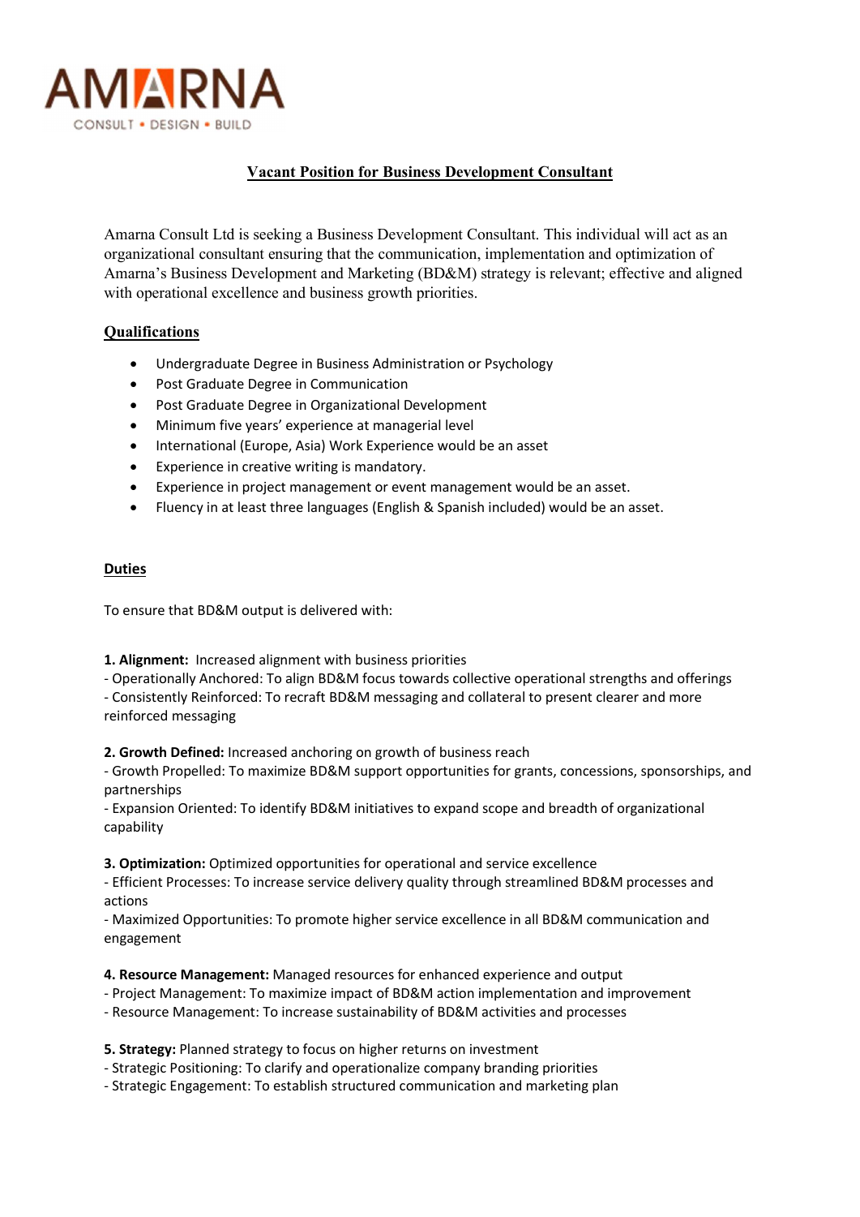AMARNA

CONSULT • DESIGN • BUILD

# Vacant Position for Business Development Consultant

Amarna Consult Ltd is seeking a Business Development Consultant. This individual will act as an organizational consultant ensuring that the communication, implementation and optimization of Amarna's Business Development and Marketing (BD&M) strategy is relevant; effective and aligned with operational excellence and business growth priorities.

## Qualifications

- Undergraduate Degree in Business Administration or Psychology
- Post Graduate Degree in Communication
- Post Graduate Degree in Organizational Development
- Minimum five years' experience at managerial level
- International (Europe, Asia) Work Experience would be an asset
- Experience in creative writing is mandatory.
- Experience in project management or event management would be an asset.
- Fluency in at least three languages (English & Spanish included) would be an asset.

## Duties

To ensure that BD&M output is delivered with:

**1. Alignment:** Increased alignment with business priorities
- Operationally Anchored: To align BD&M focus towards collective operational strengths and offerings
- Consistently Reinforced: To recraft BD&M messaging and collateral to present clearer and more reinforced messaging

**2. Growth Defined:** Increased anchoring on growth of business reach
- Growth Propelled: To maximize BD&M support opportunities for grants, concessions, sponsorships, and partnerships
- Expansion Oriented: To identify BD&M initiatives to expand scope and breadth of organizational capability

**3. Optimization:** Optimized opportunities for operational and service excellence
- Efficient Processes: To increase service delivery quality through streamlined BD&M processes and actions
- Maximized Opportunities: To promote higher service excellence in all BD&M communication and engagement

**4. Resource Management:** Managed resources for enhanced experience and output
- Project Management: To maximize impact of BD&M action implementation and improvement
- Resource Management: To increase sustainability of BD&M activities and processes

**5. Strategy:** Planned strategy to focus on higher returns on investment
- Strategic Positioning: To clarify and operationalize company branding priorities
- Strategic Engagement: To establish structured communication and marketing plan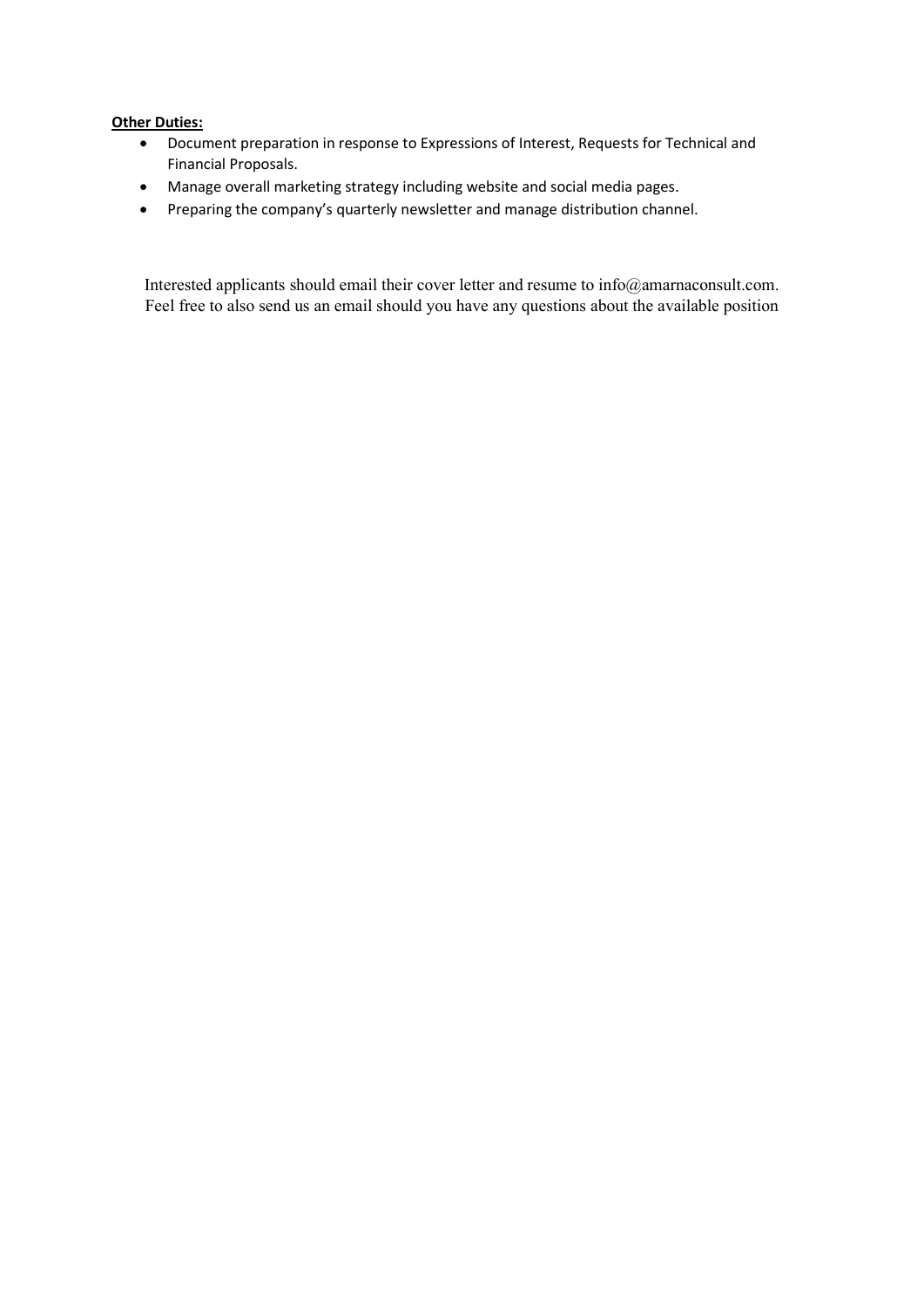**Other Duties:**

- Document preparation in response to Expressions of Interest, Requests for Technical and Financial Proposals.
- Manage overall marketing strategy including website and social media pages.
- Preparing the company's quarterly newsletter and manage distribution channel.

Interested applicants should email their cover letter and resume to info@amarnaconsult.com. Feel free to also send us an email should you have any questions about the available position